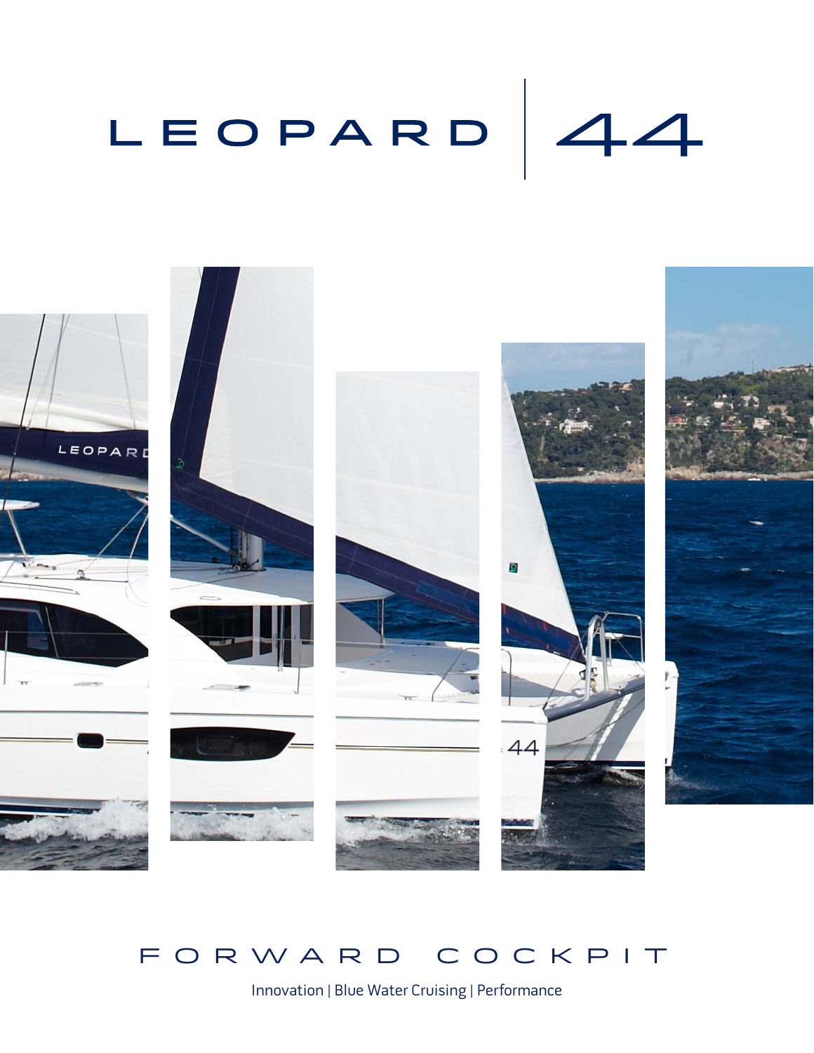# LEOPARD | 44

## FORWARD COCKPIT

Innovation | Blue Water Cruising | Performance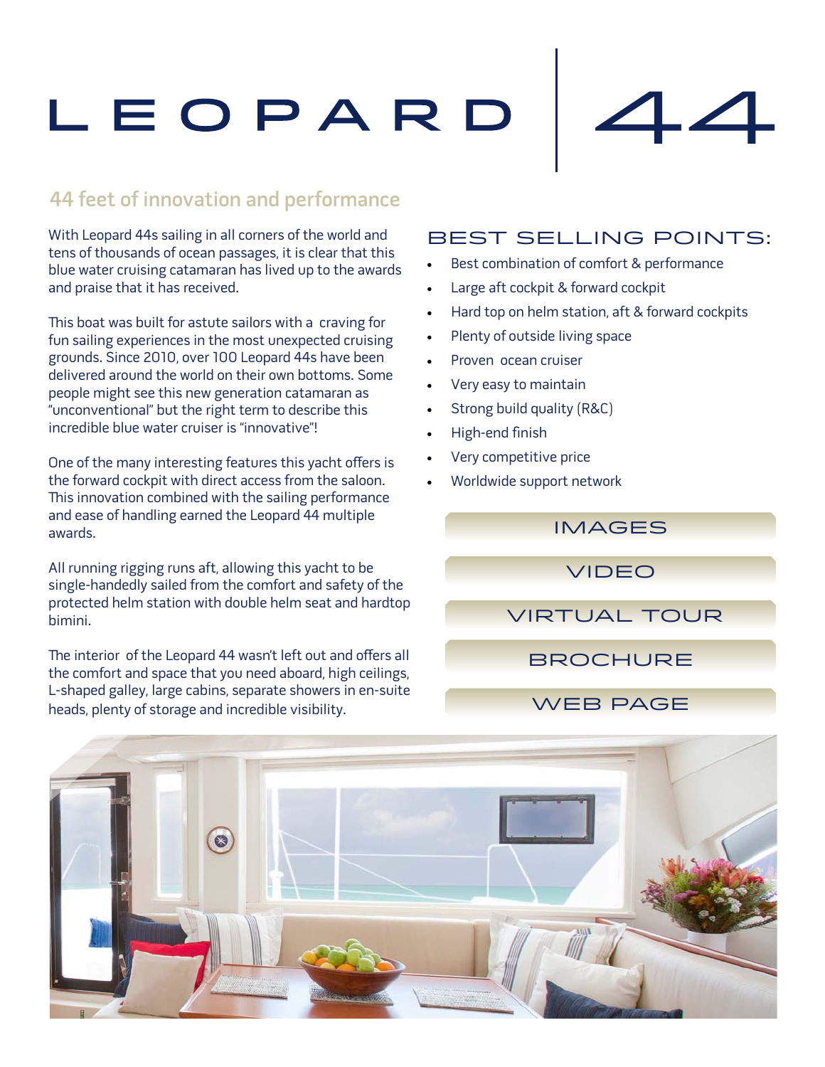# LEOPARD 44

## 44 feet of innovation and performance

With Leopard 44s sailing in all corners of the world and tens of thousands of ocean passages, it is clear that this blue water cruising catamaran has lived up to the awards and praise that it has received.

This boat was built for astute sailors with a craving for fun sailing experiences in the most unexpected cruising grounds. Since 2010, over 100 Leopard 44s have been delivered around the world on their own bottoms. Some people might see this new generation catamaran as "unconventional" but the right term to describe this incredible blue water cruiser is "innovative"!

One of the many interesting features this yacht offers is the forward cockpit with direct access from the saloon. This innovation combined with the sailing performance and ease of handling earned the Leopard 44 multiple awards.

All running rigging runs aft, allowing this yacht to be single-handedly sailed from the comfort and safety of the protected helm station with double helm seat and hardtop bimini.

The interior of the Leopard 44 wasn't left out and offers all the comfort and space that you need aboard, high ceilings, L-shaped galley, large cabins, separate showers in en-suite heads, plenty of storage and incredible visibility.

## BEST SELLING POINTS:

- Best combination of comfort & performance
- Large aft cockpit & forward cockpit
- Hard top on helm station, aft & forward cockpits
- Plenty of outside living space
- Proven ocean cruiser
- Very easy to maintain
- Strong build quality (R&C)
- High-end finish
- Very competitive price
- Worldwide support network

IMAGES

VIDEO

VIRTUAL TOUR

BROCHURE

WEB PAGE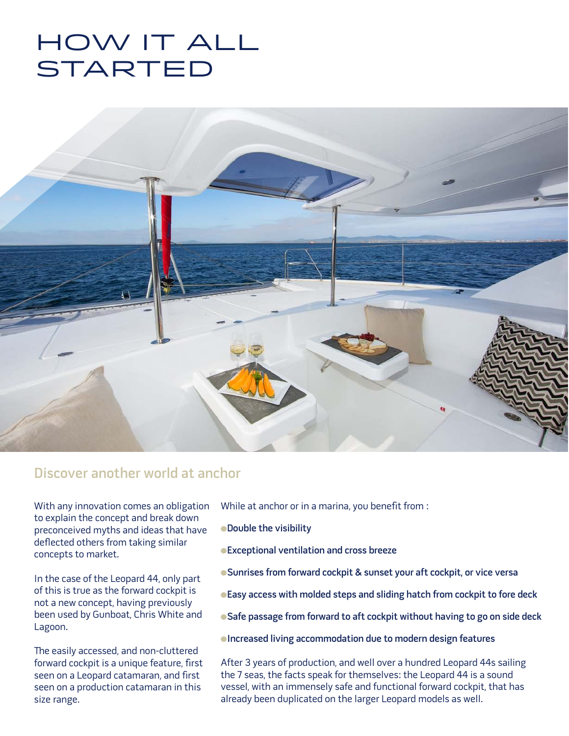# HOW IT ALL STARTED

## Discover another world at anchor

With any innovation comes an obligation to explain the concept and break down preconceived myths and ideas that have deflected others from taking similar concepts to market.

In the case of the Leopard 44, only part of this is true as the forward cockpit is not a new concept, having previously been used by Gunboat, Chris White and Lagoon.

The easily accessed, and non-cluttered forward cockpit is a unique feature, first seen on a Leopard catamaran, and first seen on a production catamaran in this size range.

While at anchor or in a marina, you benefit from :

- **Double the visibility**
- **Exceptional ventilation and cross breeze**
- **Sunrises from forward cockpit & sunset your aft cockpit, or vice versa**
- **Easy access with molded steps and sliding hatch from cockpit to fore deck**
- **Safe passage from forward to aft cockpit without having to go on side deck**
- **Increased living accommodation due to modern design features**

After 3 years of production, and well over a hundred Leopard 44s sailing the 7 seas, the facts speak for themselves: the Leopard 44 is a sound vessel, with an immensely safe and functional forward cockpit, that has already been duplicated on the larger Leopard models as well.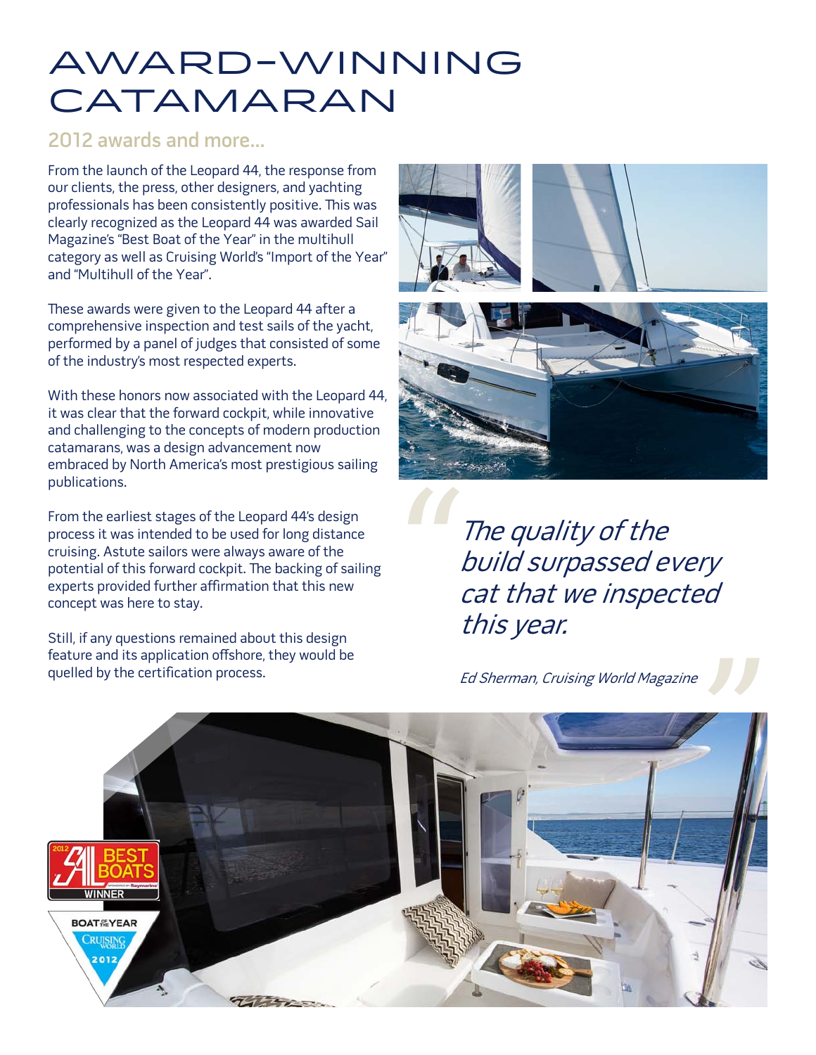# AWARD-WINNING CATAMARAN

## 2012 awards and more...

From the launch of the Leopard 44, the response from our clients, the press, other designers, and yachting professionals has been consistently positive. This was clearly recognized as the Leopard 44 was awarded Sail Magazine's "Best Boat of the Year" in the multihull category as well as Cruising World's "Import of the Year" and "Multihull of the Year".

These awards were given to the Leopard 44 after a comprehensive inspection and test sails of the yacht, performed by a panel of judges that consisted of some of the industry's most respected experts.

With these honors now associated with the Leopard 44, it was clear that the forward cockpit, while innovative and challenging to the concepts of modern production catamarans, was a design advancement now embraced by North America's most prestigious sailing publications.

From the earliest stages of the Leopard 44's design process it was intended to be used for long distance cruising. Astute sailors were always aware of the potential of this forward cockpit. The backing of sailing experts provided further affirmation that this new concept was here to stay.

Still, if any questions remained about this design feature and its application offshore, they would be quelled by the certification process.

> *"The quality of the build surpassed every cat that we inspected this year."*
>
> *Ed Sherman, Cruising World Magazine*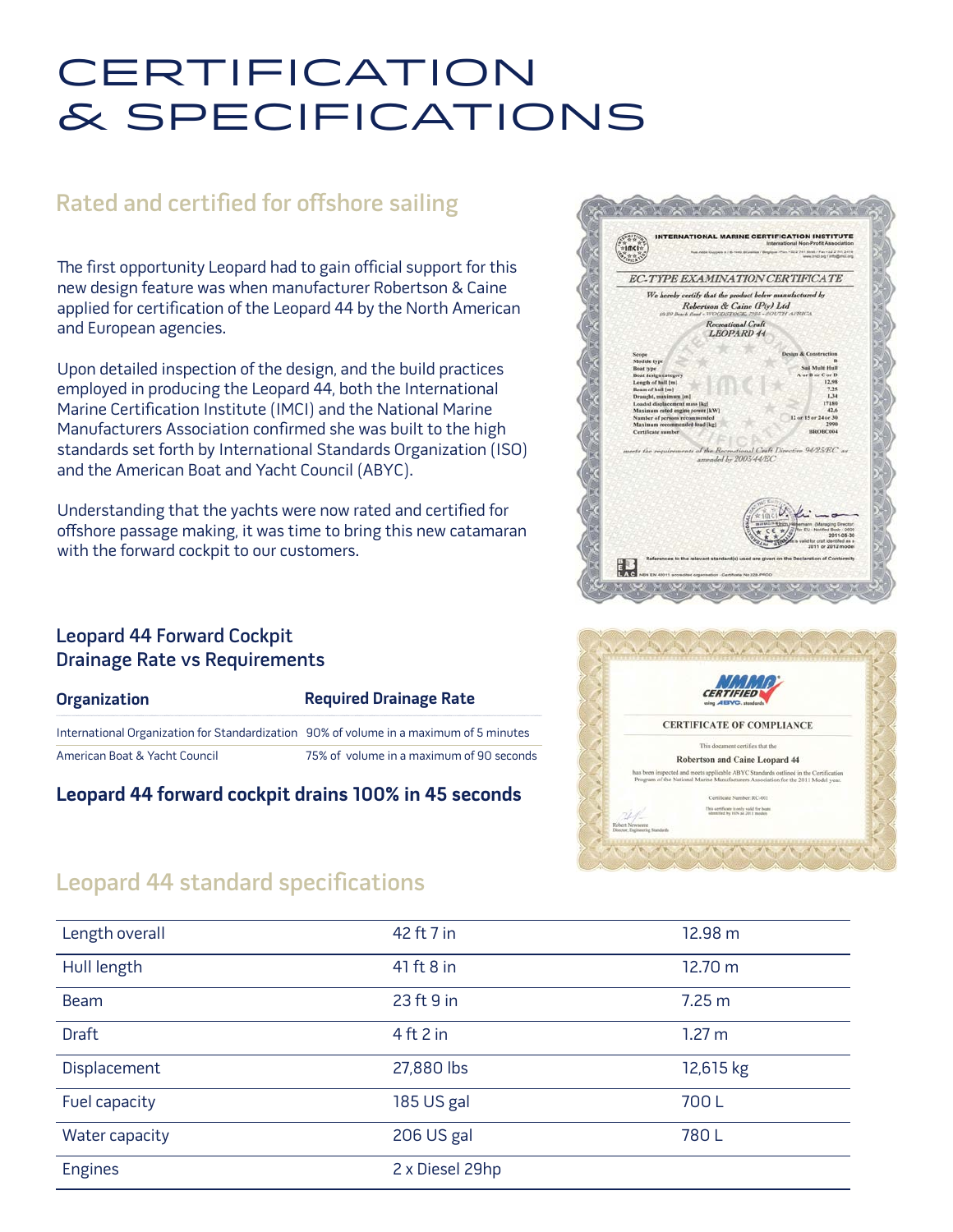# CERTIFICATION & SPECIFICATIONS

## Rated and certified for offshore sailing

The first opportunity Leopard had to gain official support for this new design feature was when manufacturer Robertson & Caine applied for certification of the Leopard 44 by the North American and European agencies.

Upon detailed inspection of the design, and the build practices employed in producing the Leopard 44, both the International Marine Certification Institute (IMCI) and the National Marine Manufacturers Association confirmed she was built to the high standards set forth by International Standards Organization (ISO) and the American Boat and Yacht Council (ABYC).

Understanding that the yachts were now rated and certified for offshore passage making, it was time to bring this new catamaran with the forward cockpit to our customers.

### Leopard 44 Forward Cockpit Drainage Rate vs Requirements

| Organization | Required Drainage Rate |
|---|---|
| International Organization for Standardization | 90% of volume in a maximum of 5 minutes |
| American Boat & Yacht Council | 75% of volume in a maximum of 90 seconds |

**Leopard 44 forward cockpit drains 100% in 45 seconds**

## Leopard 44 standard specifications

| | | |
|---|---|---|
| Length overall | 42 ft 7 in | 12.98 m |
| Hull length | 41 ft 8 in | 12.70 m |
| Beam | 23 ft 9 in | 7.25 m |
| Draft | 4 ft 2 in | 1.27 m |
| Displacement | 27,880 lbs | 12,615 kg |
| Fuel capacity | 185 US gal | 700 L |
| Water capacity | 206 US gal | 780 L |
| Engines | 2 x Diesel 29hp | |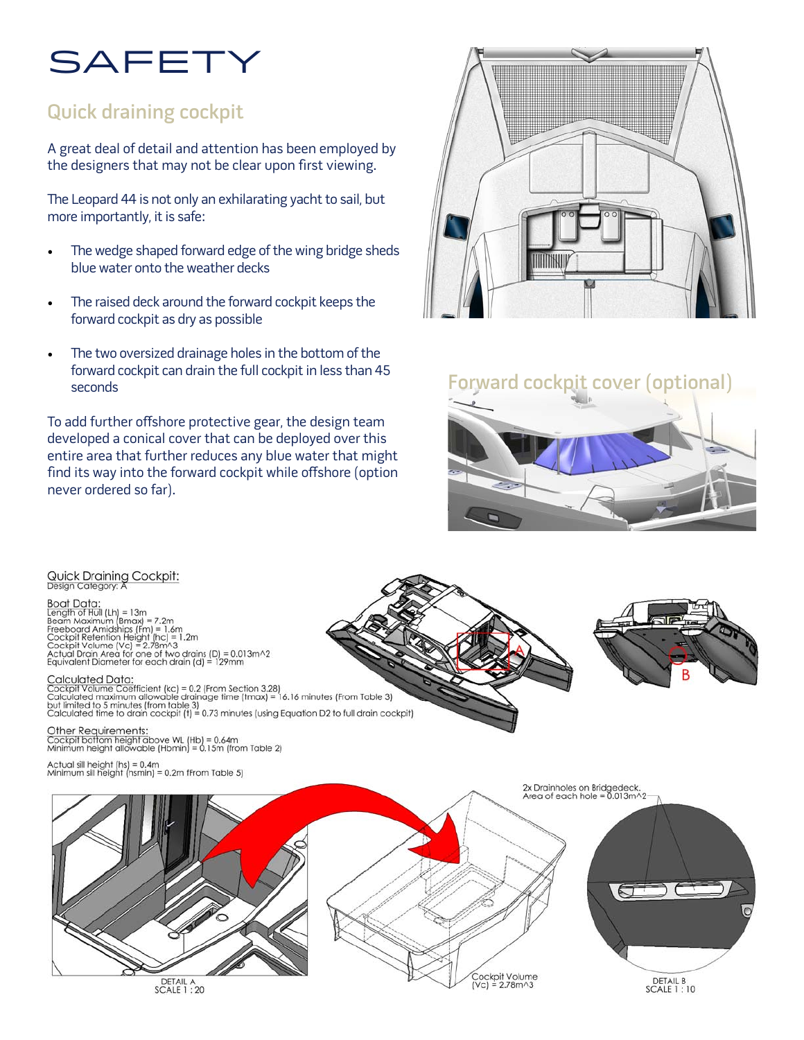# SAFETY

## Quick draining cockpit

A great deal of detail and attention has been employed by the designers that may not be clear upon first viewing.

The Leopard 44 is not only an exhilarating yacht to sail, but more importantly, it is safe:

- The wedge shaped forward edge of the wing bridge sheds blue water onto the weather decks
- The raised deck around the forward cockpit keeps the forward cockpit as dry as possible
- The two oversized drainage holes in the bottom of the forward cockpit can drain the full cockpit in less than 45 seconds

To add further offshore protective gear, the design team developed a conical cover that can be deployed over this entire area that further reduces any blue water that might find its way into the forward cockpit while offshore (option never ordered so far).

## Forward cockpit cover (optional)

Quick Draining Cockpit:
Design Category: A

Boat Data:
Length of Hull (Lh) = 13m
Beam Maximum (Bmax) = 7.2m
Freeboard Amidships (Fm) = 1.6m
Cockpit Retention Height (hc) = 1.2m
Cockpit Volume (Vc) = 2.78m^3
Actual Drain Area for one of two drains (D) = 0.013m^2
Equivalent Diameter for each drain (d) = 129mm

Calculated Data:
Cockpit Volume Coefficient (kc) = 0.2 (From Section 3.28)
Calculated maximum allowable drainage time (tmax) = 16.16 minutes (From Table 3)
but limited to 5 minutes (from table 3)
Calculated time to drain cockpit (t) = 0.73 minutes (using Equation D2 to full drain cockpit)

Other Requirements:
Cockpit bottom height above WL (Hb) = 0.64m
Minimum height allowable (Hbmin) = 0.15m (from Table 2)

Actual sill height (hs) = 0.4m
Minimum sill height (hsmin) = 0.2m (from Table 5)

A

B

2x Drainholes on Bridgedeck.
Area of each hole = 0.013m^2

DETAIL A
SCALE 1 : 20

Cockpit Volume
(Vc) = 2.78m^3

DETAIL B
SCALE 1 : 10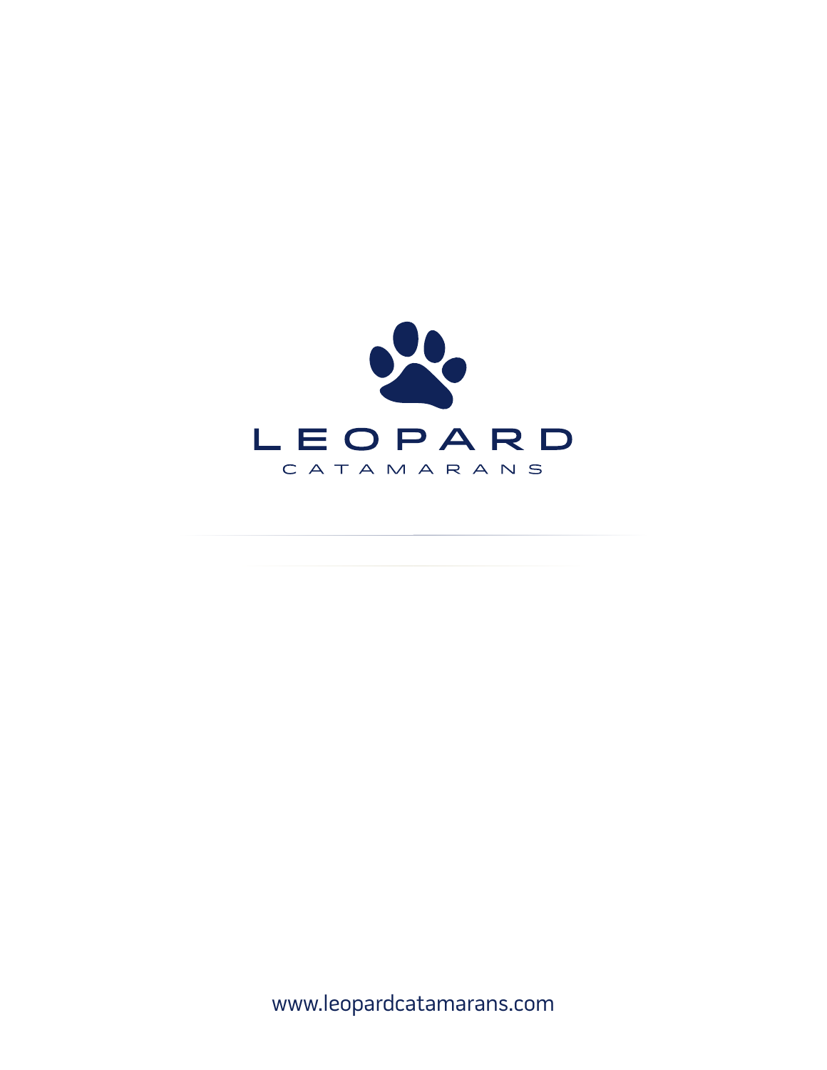LEOPARD

CATAMARANS

www.leopardcatamarans.com